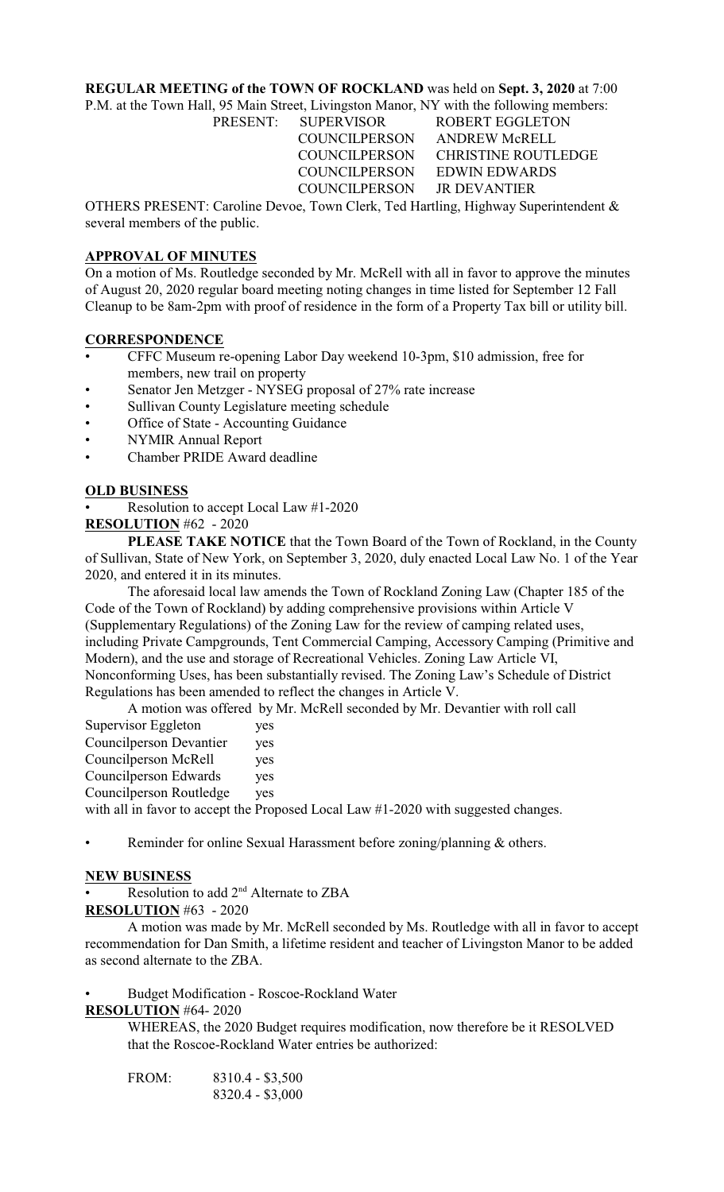**REGULAR MEETING of the TOWN OF ROCKLAND** was held on **Sept. 3, 2020** at 7:00 P.M. at the Town Hall, 95 Main Street, Livingston Manor, NY with the following members:

| PRESENT: | SUPERVISOR | ROBERT EGGLETON |
|---|---|---|
| | COUNCILPERSON | ANDREW McRELL |
| | COUNCILPERSON | CHRISTINE ROUTLEDGE |
| | COUNCILPERSON | EDWIN EDWARDS |
| | COUNCILPERSON | JR DEVANTIER |

OTHERS PRESENT: Caroline Devoe, Town Clerk, Ted Hartling, Highway Superintendent & several members of the public.

## APPROVAL OF MINUTES

On a motion of Ms. Routledge seconded by Mr. McRell with all in favor to approve the minutes of August 20, 2020 regular board meeting noting changes in time listed for September 12 Fall Cleanup to be 8am-2pm with proof of residence in the form of a Property Tax bill or utility bill.

## CORRESPONDENCE

- CFFC Museum re-opening Labor Day weekend 10-3pm, $10 admission, free for members, new trail on property
- Senator Jen Metzger - NYSEG proposal of 27% rate increase
- Sullivan County Legislature meeting schedule
- Office of State - Accounting Guidance
- NYMIR Annual Report
- Chamber PRIDE Award deadline

## OLD BUSINESS

- Resolution to accept Local Law #1-2020

**RESOLUTION** #62 - 2020

**PLEASE TAKE NOTICE** that the Town Board of the Town of Rockland, in the County of Sullivan, State of New York, on September 3, 2020, duly enacted Local Law No. 1 of the Year 2020, and entered it in its minutes.

The aforesaid local law amends the Town of Rockland Zoning Law (Chapter 185 of the Code of the Town of Rockland) by adding comprehensive provisions within Article V (Supplementary Regulations) of the Zoning Law for the review of camping related uses, including Private Campgrounds, Tent Commercial Camping, Accessory Camping (Primitive and Modern), and the use and storage of Recreational Vehicles. Zoning Law Article VI, Nonconforming Uses, has been substantially revised. The Zoning Law's Schedule of District Regulations has been amended to reflect the changes in Article V.

A motion was offered by Mr. McRell seconded by Mr. Devantier with roll call

Supervisor Eggleton yes
Councilperson Devantier yes
Councilperson McRell yes
Councilperson Edwards yes
Councilperson Routledge yes

with all in favor to accept the Proposed Local Law #1-2020 with suggested changes.

- Reminder for online Sexual Harassment before zoning/planning & others.

## NEW BUSINESS

- Resolution to add 2nd Alternate to ZBA

**RESOLUTION** #63 - 2020

A motion was made by Mr. McRell seconded by Ms. Routledge with all in favor to accept recommendation for Dan Smith, a lifetime resident and teacher of Livingston Manor to be added as second alternate to the ZBA.

- Budget Modification - Roscoe-Rockland Water

**RESOLUTION** #64- 2020

WHEREAS, the 2020 Budget requires modification, now therefore be it RESOLVED that the Roscoe-Rockland Water entries be authorized:

FROM: 8310.4 - $3,500
8320.4 - $3,000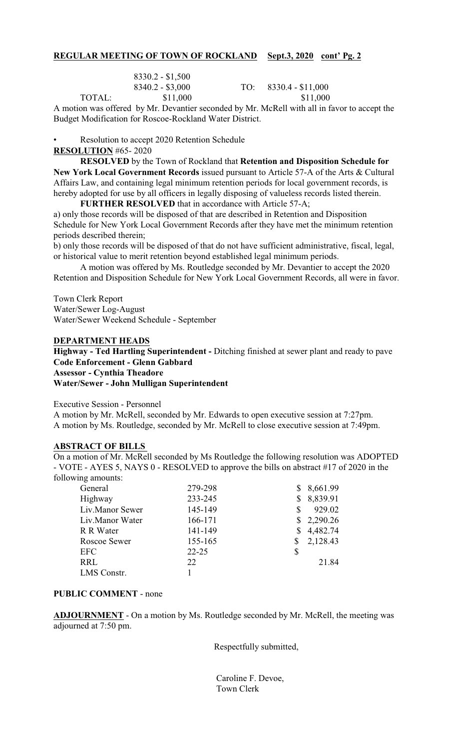**REGULAR MEETING OF TOWN OF ROCKLAND Sept.3, 2020 cont' Pg. 2**

| | | | |
|---|---|---|---|
| | 8330.2 - $1,500 | | |
| | 8340.2 - $3,000 | TO: | 8330.4 - $11,000 |
| TOTAL: | $11,000 | | $11,000 |

A motion was offered by Mr. Devantier seconded by Mr. McRell with all in favor to accept the Budget Modification for Roscoe-Rockland Water District.

- Resolution to accept 2020 Retention Schedule

**RESOLUTION** #65- 2020

**RESOLVED** by the Town of Rockland that **Retention and Disposition Schedule for New York Local Government Records** issued pursuant to Article 57-A of the Arts & Cultural Affairs Law, and containing legal minimum retention periods for local government records, is hereby adopted for use by all officers in legally disposing of valueless records listed therein.

**FURTHER RESOLVED** that in accordance with Article 57-A;

a) only those records will be disposed of that are described in Retention and Disposition Schedule for New York Local Government Records after they have met the minimum retention periods described therein;

b) only those records will be disposed of that do not have sufficient administrative, fiscal, legal, or historical value to merit retention beyond established legal minimum periods.

A motion was offered by Ms. Routledge seconded by Mr. Devantier to accept the 2020 Retention and Disposition Schedule for New York Local Government Records, all were in favor.

Town Clerk Report
Water/Sewer Log-August
Water/Sewer Weekend Schedule - September

**DEPARTMENT HEADS**

**Highway - Ted Hartling Superintendent -** Ditching finished at sewer plant and ready to pave
**Code Enforcement - Glenn Gabbard**
**Assessor - Cynthia Theadore**
**Water/Sewer - John Mulligan Superintendent**

Executive Session - Personnel
A motion by Mr. McRell, seconded by Mr. Edwards to open executive session at 7:27pm.
A motion by Ms. Routledge, seconded by Mr. McRell to close executive session at 7:49pm.

**ABSTRACT OF BILLS**

On a motion of Mr. McRell seconded by Ms Routledge the following resolution was ADOPTED - VOTE - AYES 5, NAYS 0 - RESOLVED to approve the bills on abstract #17 of 2020 in the following amounts:

| | | |
|---|---|---|
| General | 279-298 | $ 8,661.99 |
| Highway | 233-245 | $ 8,839.91 |
| Liv.Manor Sewer | 145-149 | $ 929.02 |
| Liv.Manor Water | 166-171 | $ 2,290.26 |
| R R Water | 141-149 | $ 4,482.74 |
| Roscoe Sewer | 155-165 | $ 2,128.43 |
| EFC | 22-25 | $ |
| RRL | 22 | 21.84 |
| LMS Constr. | 1 | |

**PUBLIC COMMENT** - none

**ADJOURNMENT** - On a motion by Ms. Routledge seconded by Mr. McRell, the meeting was adjourned at 7:50 pm.

Respectfully submitted,

Caroline F. Devoe,
Town Clerk